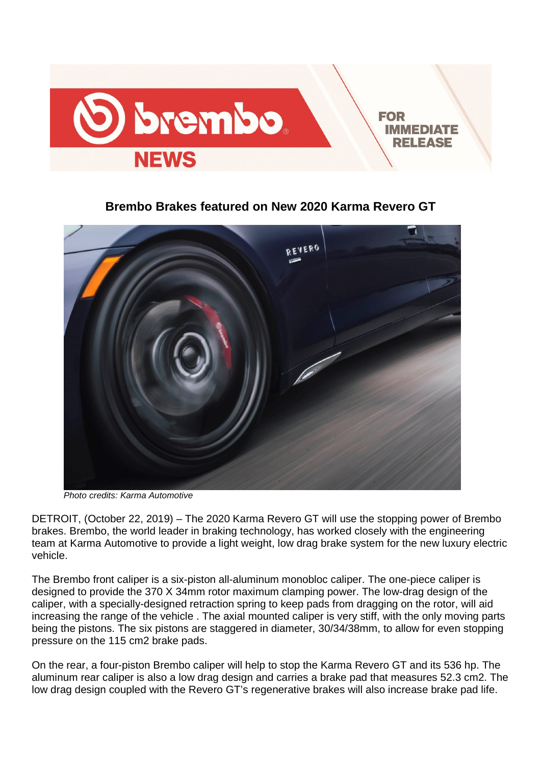brembo NEWS

FOR IMMEDIATE RELEASE

## Brembo Brakes featured on New 2020 Karma Revero GT

*Photo credits: Karma Automotive*

DETROIT, (October 22, 2019) – The 2020 Karma Revero GT will use the stopping power of Brembo brakes. Brembo, the world leader in braking technology, has worked closely with the engineering team at Karma Automotive to provide a light weight, low drag brake system for the new luxury electric vehicle.

The Brembo front caliper is a six-piston all-aluminum monobloc caliper. The one-piece caliper is designed to provide the 370 X 34mm rotor maximum clamping power. The low-drag design of the caliper, with a specially-designed retraction spring to keep pads from dragging on the rotor, will aid increasing the range of the vehicle . The axial mounted caliper is very stiff, with the only moving parts being the pistons. The six pistons are staggered in diameter, 30/34/38mm, to allow for even stopping pressure on the 115 cm2 brake pads.

On the rear, a four-piston Brembo caliper will help to stop the Karma Revero GT and its 536 hp. The aluminum rear caliper is also a low drag design and carries a brake pad that measures 52.3 cm2. The low drag design coupled with the Revero GT's regenerative brakes will also increase brake pad life.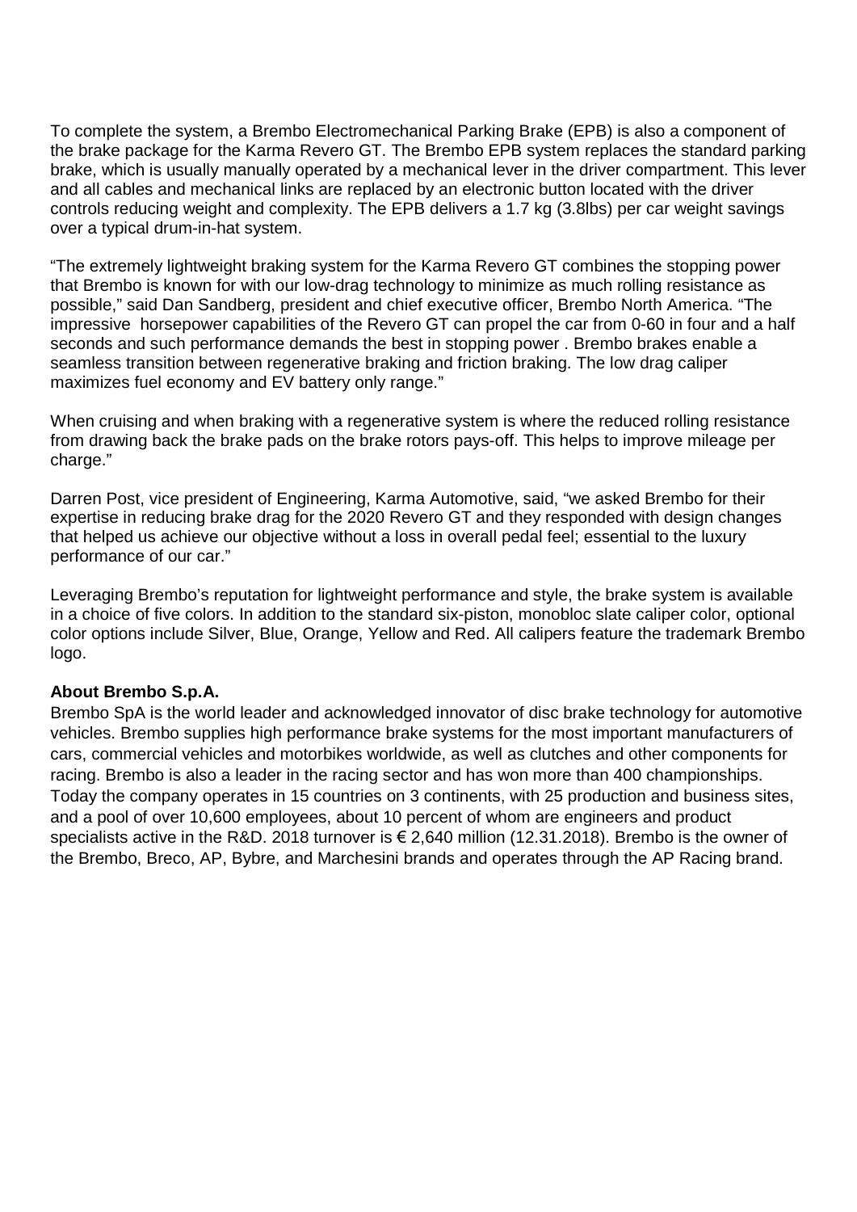To complete the system, a Brembo Electromechanical Parking Brake (EPB) is also a component of the brake package for the Karma Revero GT. The Brembo EPB system replaces the standard parking brake, which is usually manually operated by a mechanical lever in the driver compartment. This lever and all cables and mechanical links are replaced by an electronic button located with the driver controls reducing weight and complexity. The EPB delivers a 1.7 kg (3.8lbs) per car weight savings over a typical drum-in-hat system.

"The extremely lightweight braking system for the Karma Revero GT combines the stopping power that Brembo is known for with our low-drag technology to minimize as much rolling resistance as possible," said Dan Sandberg, president and chief executive officer, Brembo North America. "The impressive horsepower capabilities of the Revero GT can propel the car from 0-60 in four and a half seconds and such performance demands the best in stopping power . Brembo brakes enable a seamless transition between regenerative braking and friction braking. The low drag caliper maximizes fuel economy and EV battery only range."

When cruising and when braking with a regenerative system is where the reduced rolling resistance from drawing back the brake pads on the brake rotors pays-off. This helps to improve mileage per charge."

Darren Post, vice president of Engineering, Karma Automotive, said, "we asked Brembo for their expertise in reducing brake drag for the 2020 Revero GT and they responded with design changes that helped us achieve our objective without a loss in overall pedal feel; essential to the luxury performance of our car."

Leveraging Brembo's reputation for lightweight performance and style, the brake system is available in a choice of five colors. In addition to the standard six-piston, monobloc slate caliper color, optional color options include Silver, Blue, Orange, Yellow and Red. All calipers feature the trademark Brembo logo.

**About Brembo S.p.A.**

Brembo SpA is the world leader and acknowledged innovator of disc brake technology for automotive vehicles. Brembo supplies high performance brake systems for the most important manufacturers of cars, commercial vehicles and motorbikes worldwide, as well as clutches and other components for racing. Brembo is also a leader in the racing sector and has won more than 400 championships. Today the company operates in 15 countries on 3 continents, with 25 production and business sites, and a pool of over 10,600 employees, about 10 percent of whom are engineers and product specialists active in the R&D. 2018 turnover is € 2,640 million (12.31.2018). Brembo is the owner of the Brembo, Breco, AP, Bybre, and Marchesini brands and operates through the AP Racing brand.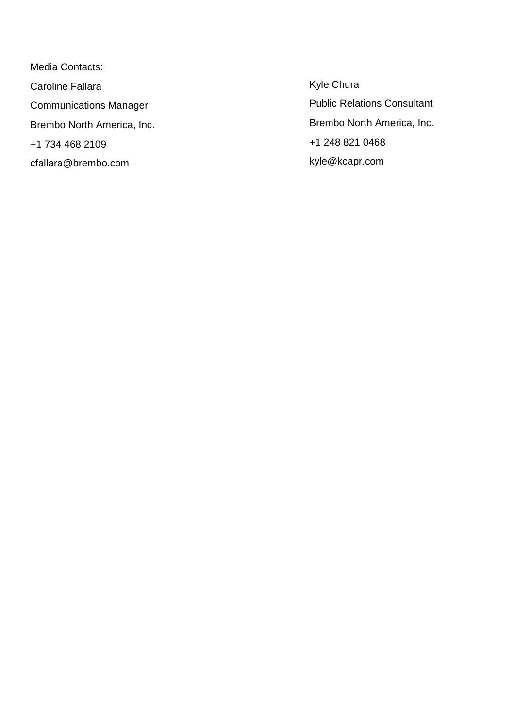Media Contacts:

Caroline Fallara
Communications Manager
Brembo North America, Inc.
+1 734 468 2109
cfallara@brembo.com

Kyle Chura
Public Relations Consultant
Brembo North America, Inc.
+1 248 821 0468
kyle@kcapr.com